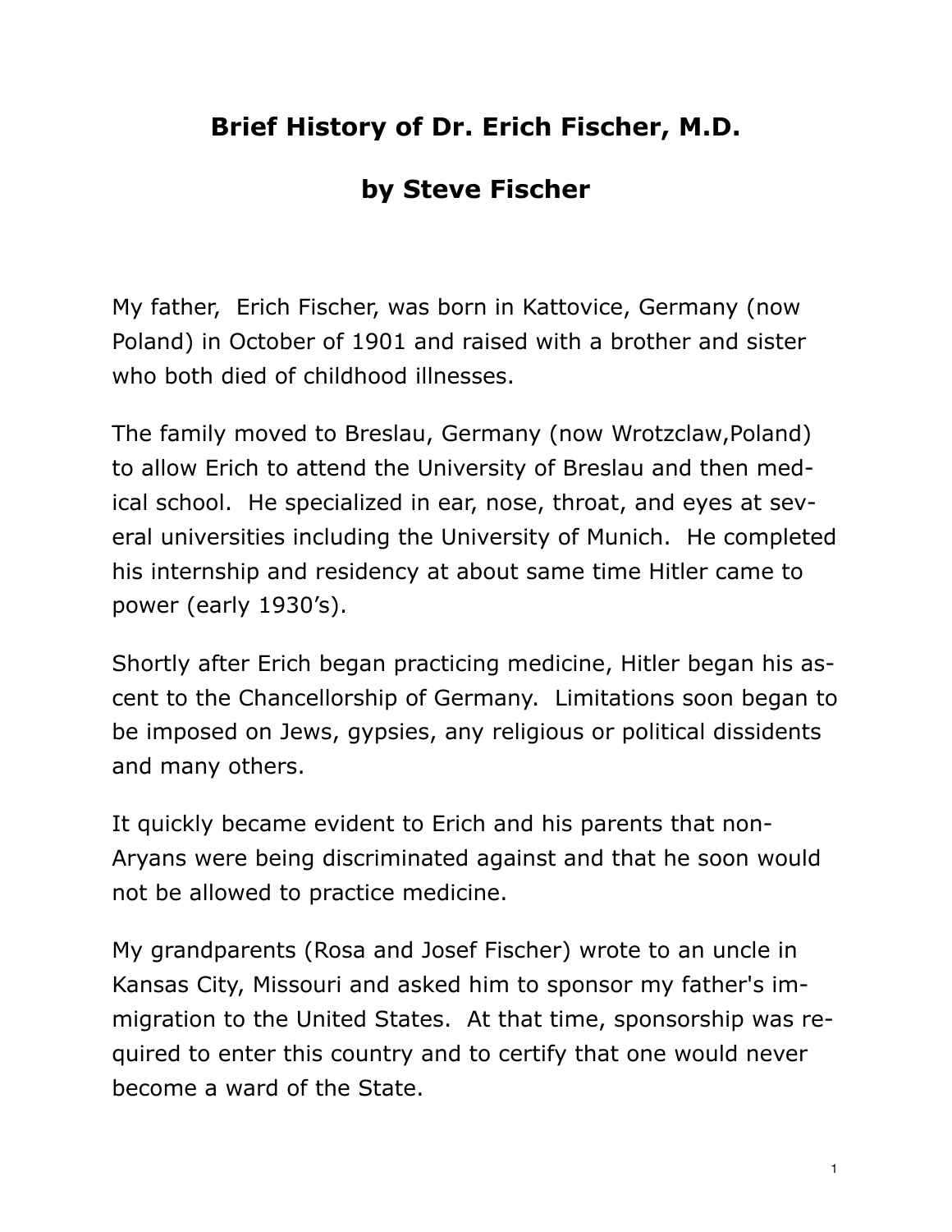# Brief History of Dr. Erich Fischer, M.D.

## by Steve Fischer

My father, Erich Fischer, was born in Kattovice, Germany (now Poland) in October of 1901 and raised with a brother and sister who both died of childhood illnesses.

The family moved to Breslau, Germany (now Wrotzclaw,Poland) to allow Erich to attend the University of Breslau and then medical school. He specialized in ear, nose, throat, and eyes at several universities including the University of Munich. He completed his internship and residency at about same time Hitler came to power (early 1930's).

Shortly after Erich began practicing medicine, Hitler began his ascent to the Chancellorship of Germany. Limitations soon began to be imposed on Jews, gypsies, any religious or political dissidents and many others.

It quickly became evident to Erich and his parents that non-Aryans were being discriminated against and that he soon would not be allowed to practice medicine.

My grandparents (Rosa and Josef Fischer) wrote to an uncle in Kansas City, Missouri and asked him to sponsor my father's immigration to the United States. At that time, sponsorship was required to enter this country and to certify that one would never become a ward of the State.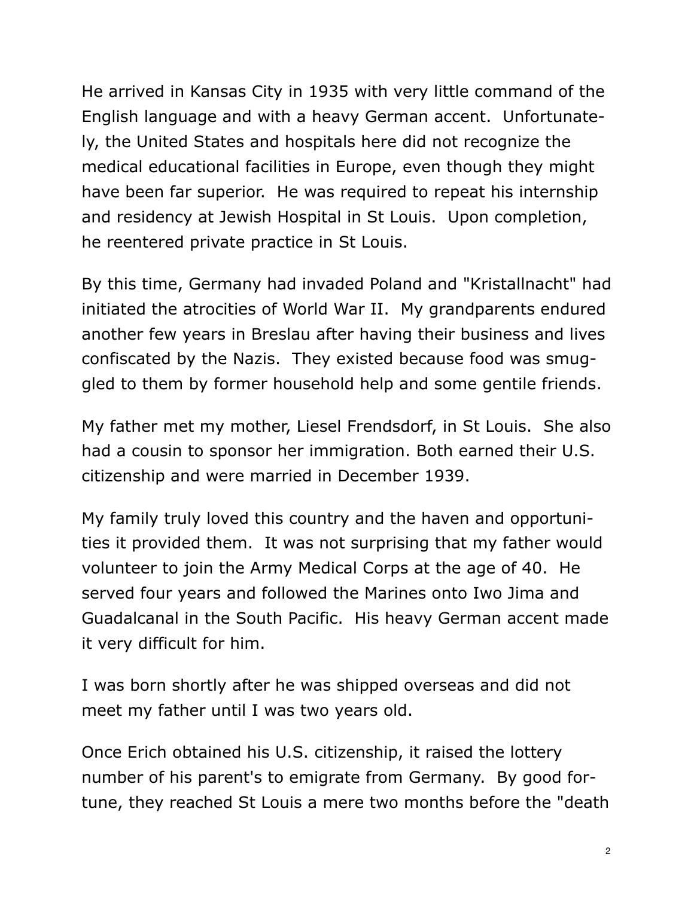He arrived in Kansas City in 1935 with very little command of the English language and with a heavy German accent. Unfortunately, the United States and hospitals here did not recognize the medical educational facilities in Europe, even though they might have been far superior. He was required to repeat his internship and residency at Jewish Hospital in St Louis. Upon completion, he reentered private practice in St Louis.

By this time, Germany had invaded Poland and "Kristallnacht" had initiated the atrocities of World War II. My grandparents endured another few years in Breslau after having their business and lives confiscated by the Nazis. They existed because food was smuggled to them by former household help and some gentile friends.

My father met my mother, Liesel Frendsdorf, in St Louis. She also had a cousin to sponsor her immigration. Both earned their U.S. citizenship and were married in December 1939.

My family truly loved this country and the haven and opportunities it provided them. It was not surprising that my father would volunteer to join the Army Medical Corps at the age of 40. He served four years and followed the Marines onto Iwo Jima and Guadalcanal in the South Pacific. His heavy German accent made it very difficult for him.

I was born shortly after he was shipped overseas and did not meet my father until I was two years old.

Once Erich obtained his U.S. citizenship, it raised the lottery number of his parent's to emigrate from Germany. By good fortune, they reached St Louis a mere two months before the "death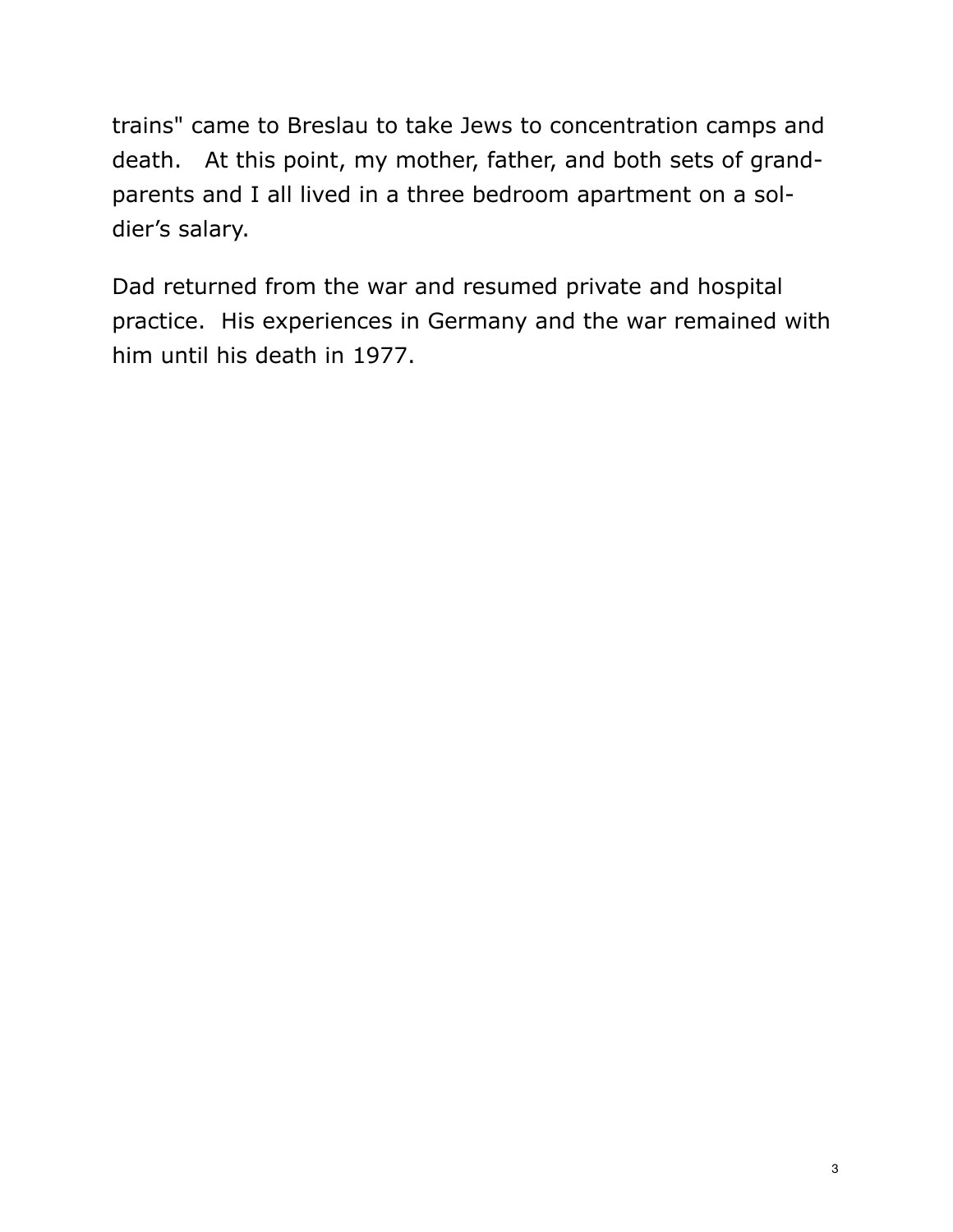trains" came to Breslau to take Jews to concentration camps and death.  At this point, my mother, father, and both sets of grandparents and I all lived in a three bedroom apartment on a soldier's salary.

Dad returned from the war and resumed private and hospital practice.  His experiences in Germany and the war remained with him until his death in 1977.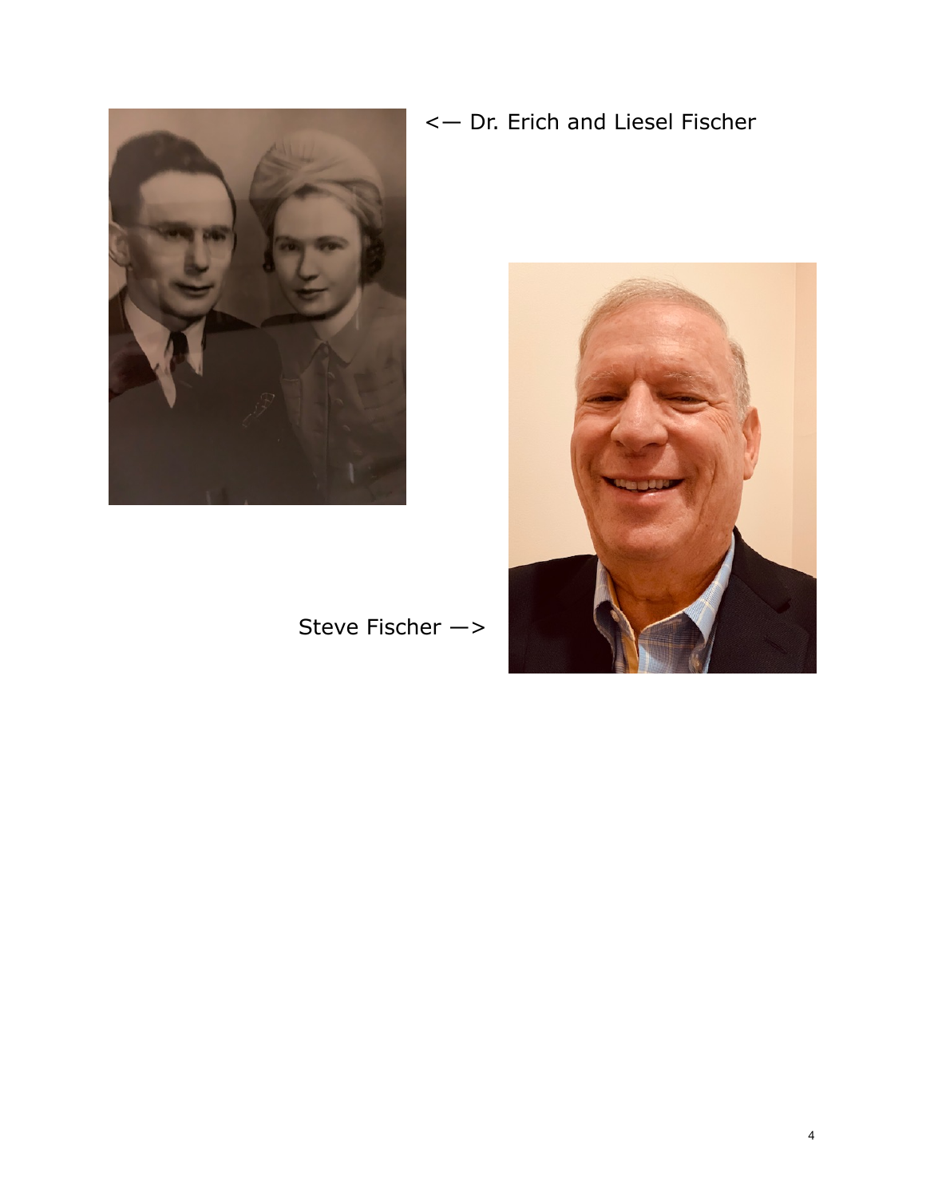<— Dr. Erich and Liesel Fischer

Steve Fischer —>